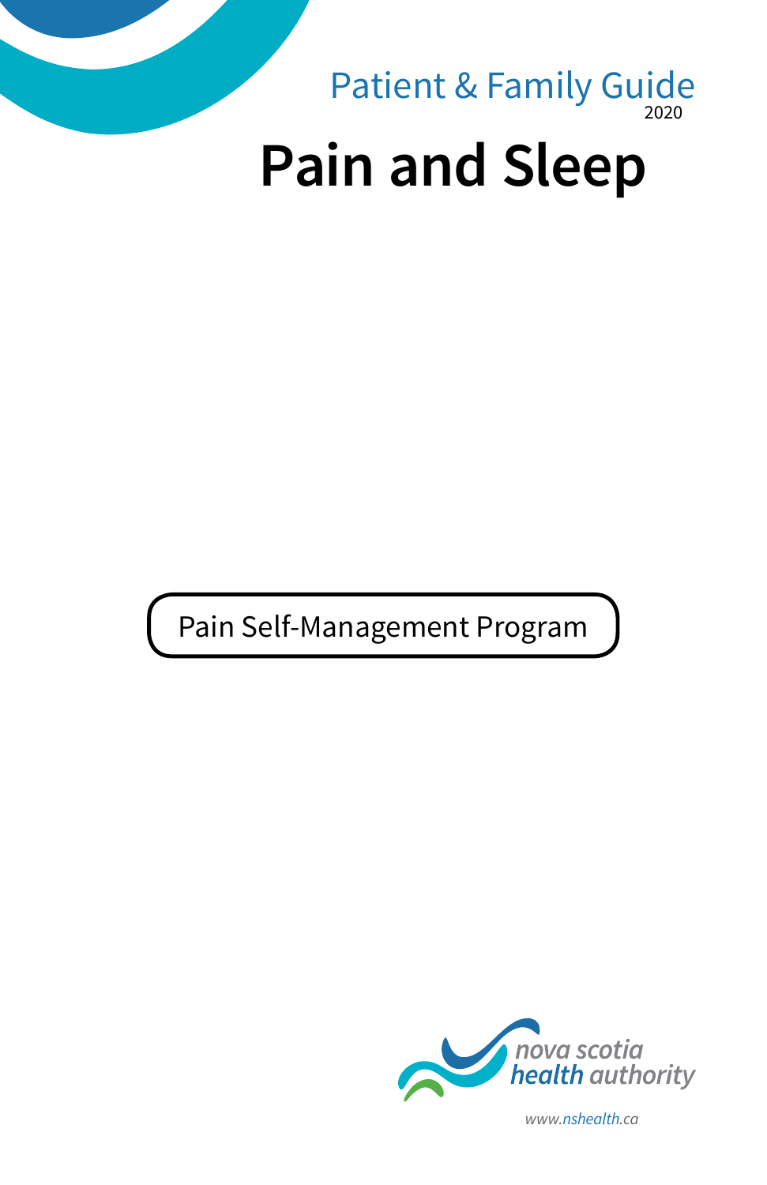Patient & Family Guide
2020

# Pain and Sleep

Pain Self-Management Program

nova scotia
health authority

www.nshealth.ca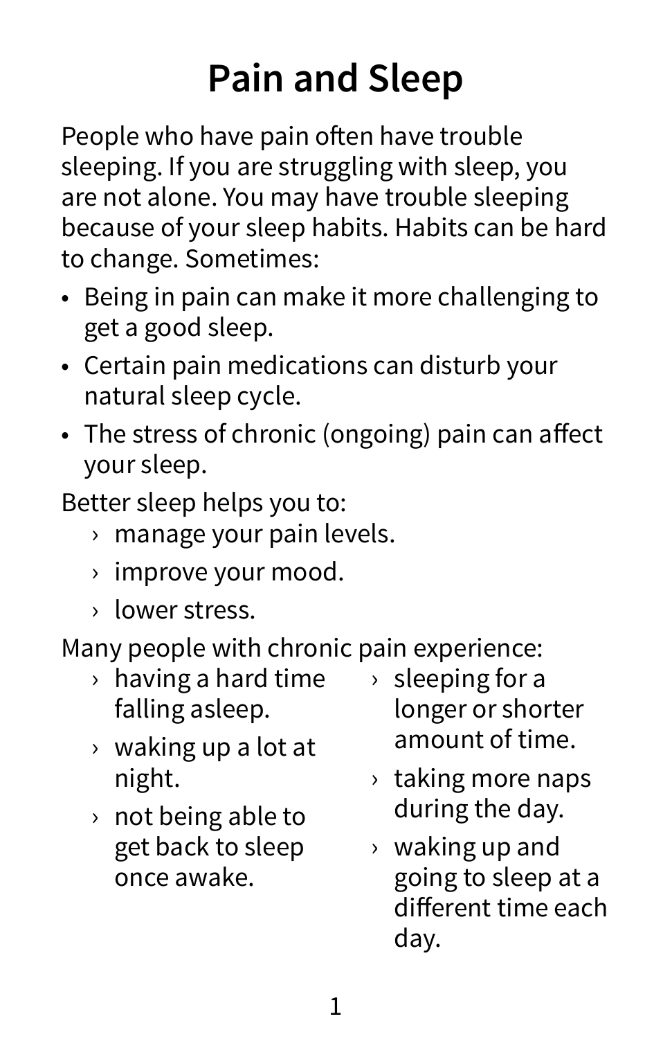# Pain and Sleep

People who have pain often have trouble sleeping. If you are struggling with sleep, you are not alone. You may have trouble sleeping because of your sleep habits. Habits can be hard to change. Sometimes:

- Being in pain can make it more challenging to get a good sleep.
- Certain pain medications can disturb your natural sleep cycle.
- The stress of chronic (ongoing) pain can affect your sleep.

Better sleep helps you to:

- manage your pain levels.
- improve your mood.
- lower stress.

Many people with chronic pain experience:

- having a hard time falling asleep.
- waking up a lot at night.
- not being able to get back to sleep once awake.
- sleeping for a longer or shorter amount of time.
- taking more naps during the day.
- waking up and going to sleep at a different time each day.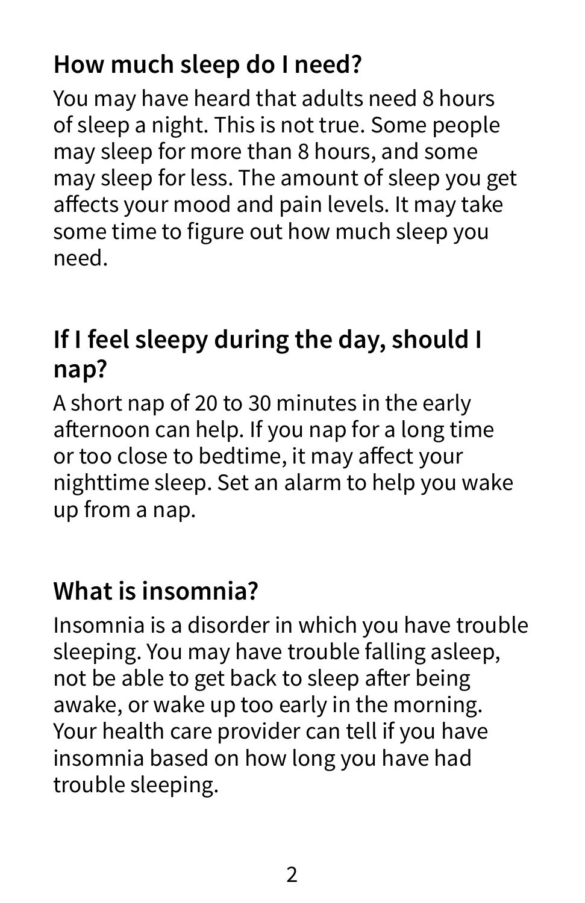## How much sleep do I need?

You may have heard that adults need 8 hours of sleep a night. This is not true. Some people may sleep for more than 8 hours, and some may sleep for less. The amount of sleep you get affects your mood and pain levels. It may take some time to figure out how much sleep you need.

## If I feel sleepy during the day, should I nap?

A short nap of 20 to 30 minutes in the early afternoon can help. If you nap for a long time or too close to bedtime, it may affect your nighttime sleep. Set an alarm to help you wake up from a nap.

## What is insomnia?

Insomnia is a disorder in which you have trouble sleeping. You may have trouble falling asleep, not be able to get back to sleep after being awake, or wake up too early in the morning. Your health care provider can tell if you have insomnia based on how long you have had trouble sleeping.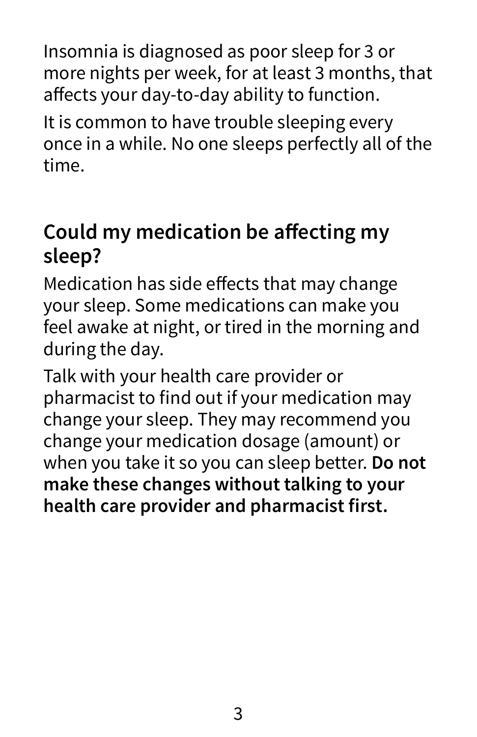Insomnia is diagnosed as poor sleep for 3 or more nights per week, for at least 3 months, that affects your day-to-day ability to function.

It is common to have trouble sleeping every once in a while. No one sleeps perfectly all of the time.

## Could my medication be affecting my sleep?

Medication has side effects that may change your sleep. Some medications can make you feel awake at night, or tired in the morning and during the day.

Talk with your health care provider or pharmacist to find out if your medication may change your sleep. They may recommend you change your medication dosage (amount) or when you take it so you can sleep better. **Do not make these changes without talking to your health care provider and pharmacist first.**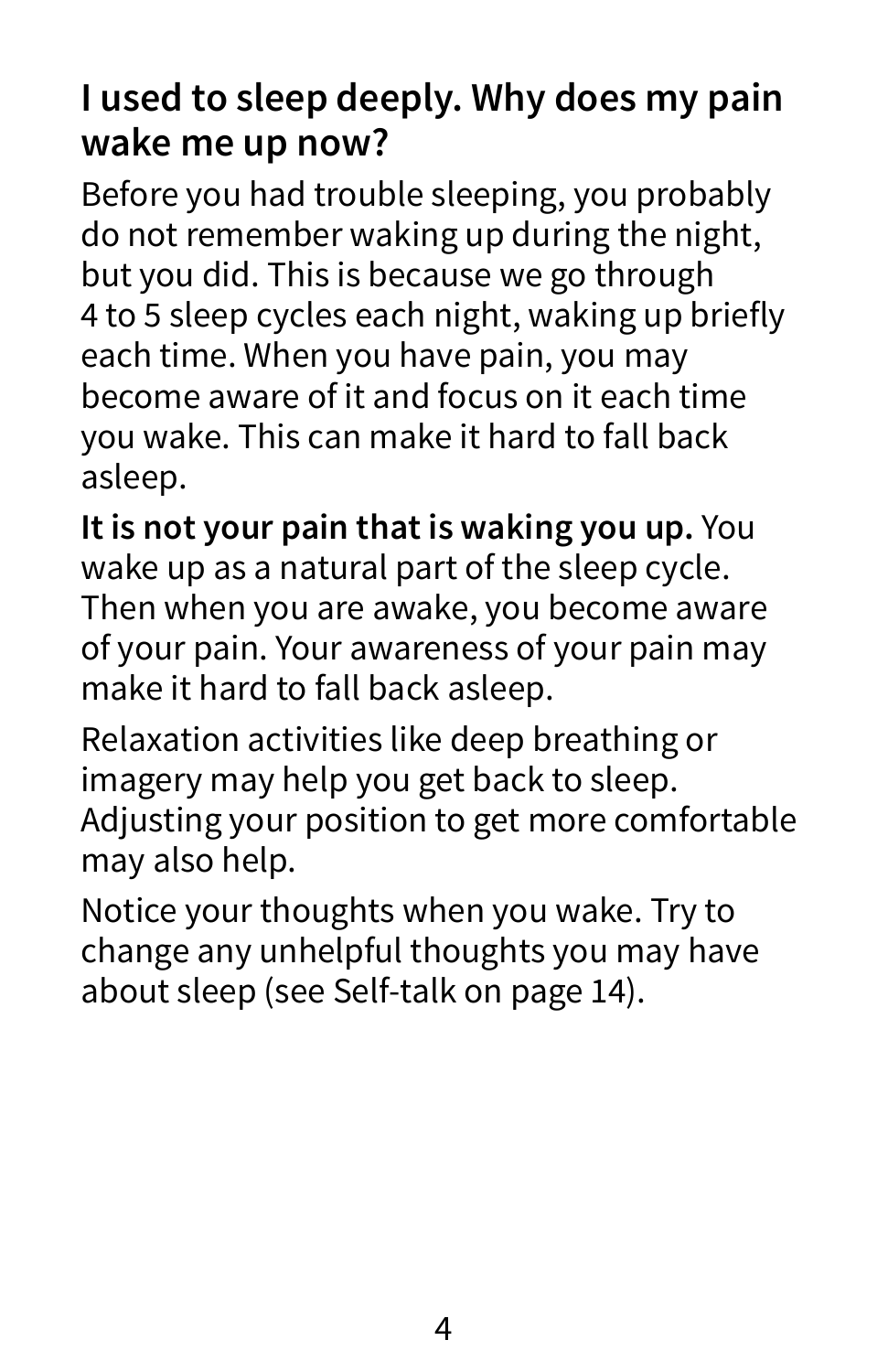## I used to sleep deeply. Why does my pain wake me up now?

Before you had trouble sleeping, you probably do not remember waking up during the night, but you did. This is because we go through 4 to 5 sleep cycles each night, waking up briefly each time. When you have pain, you may become aware of it and focus on it each time you wake. This can make it hard to fall back asleep.

**It is not your pain that is waking you up.** You wake up as a natural part of the sleep cycle. Then when you are awake, you become aware of your pain. Your awareness of your pain may make it hard to fall back asleep.

Relaxation activities like deep breathing or imagery may help you get back to sleep. Adjusting your position to get more comfortable may also help.

Notice your thoughts when you wake. Try to change any unhelpful thoughts you may have about sleep (see Self-talk on page 14).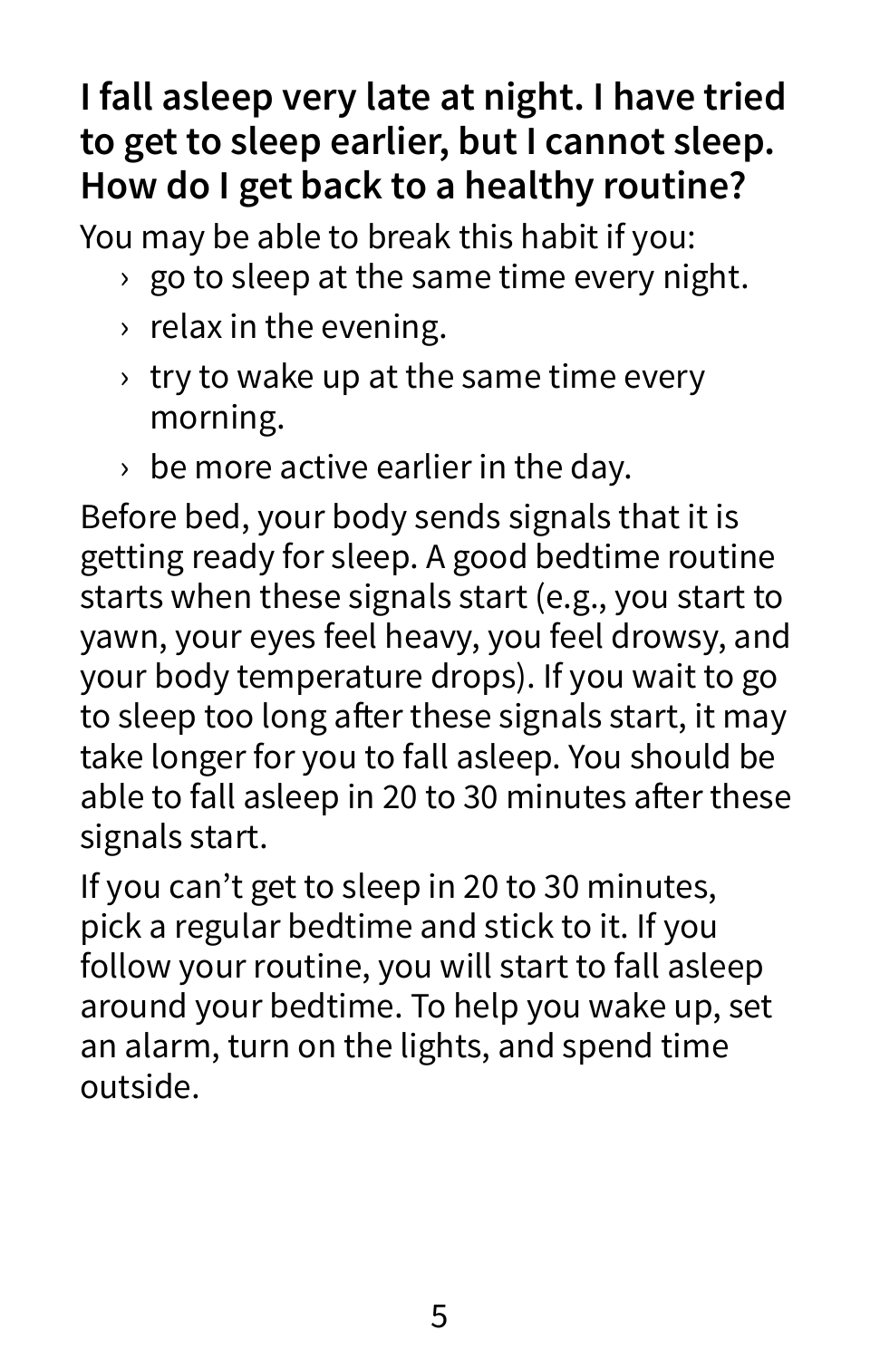**I fall asleep very late at night. I have tried to get to sleep earlier, but I cannot sleep. How do I get back to a healthy routine?**

You may be able to break this habit if you:

- go to sleep at the same time every night.
- relax in the evening.
- try to wake up at the same time every morning.
- be more active earlier in the day.

Before bed, your body sends signals that it is getting ready for sleep. A good bedtime routine starts when these signals start (e.g., you start to yawn, your eyes feel heavy, you feel drowsy, and your body temperature drops). If you wait to go to sleep too long after these signals start, it may take longer for you to fall asleep. You should be able to fall asleep in 20 to 30 minutes after these signals start.

If you can't get to sleep in 20 to 30 minutes, pick a regular bedtime and stick to it. If you follow your routine, you will start to fall asleep around your bedtime. To help you wake up, set an alarm, turn on the lights, and spend time outside.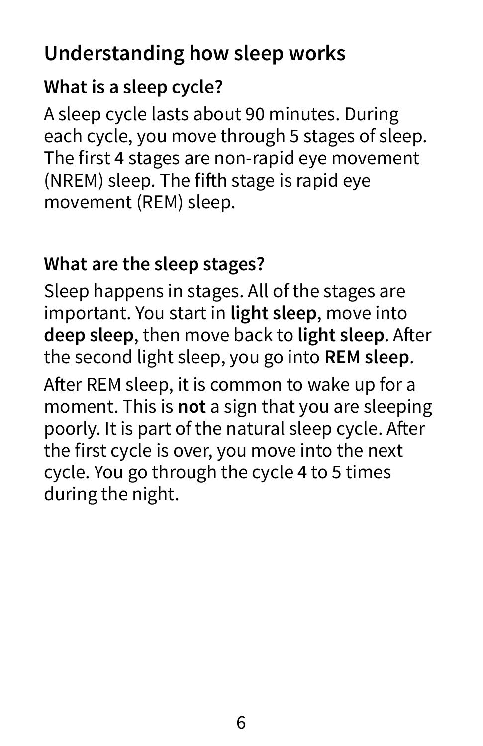## Understanding how sleep works

### What is a sleep cycle?

A sleep cycle lasts about 90 minutes. During each cycle, you move through 5 stages of sleep. The first 4 stages are non-rapid eye movement (NREM) sleep. The fifth stage is rapid eye movement (REM) sleep.

### What are the sleep stages?

Sleep happens in stages. All of the stages are important. You start in **light sleep**, move into **deep sleep**, then move back to **light sleep**. After the second light sleep, you go into **REM sleep**.

After REM sleep, it is common to wake up for a moment. This is **not** a sign that you are sleeping poorly. It is part of the natural sleep cycle. After the first cycle is over, you move into the next cycle. You go through the cycle 4 to 5 times during the night.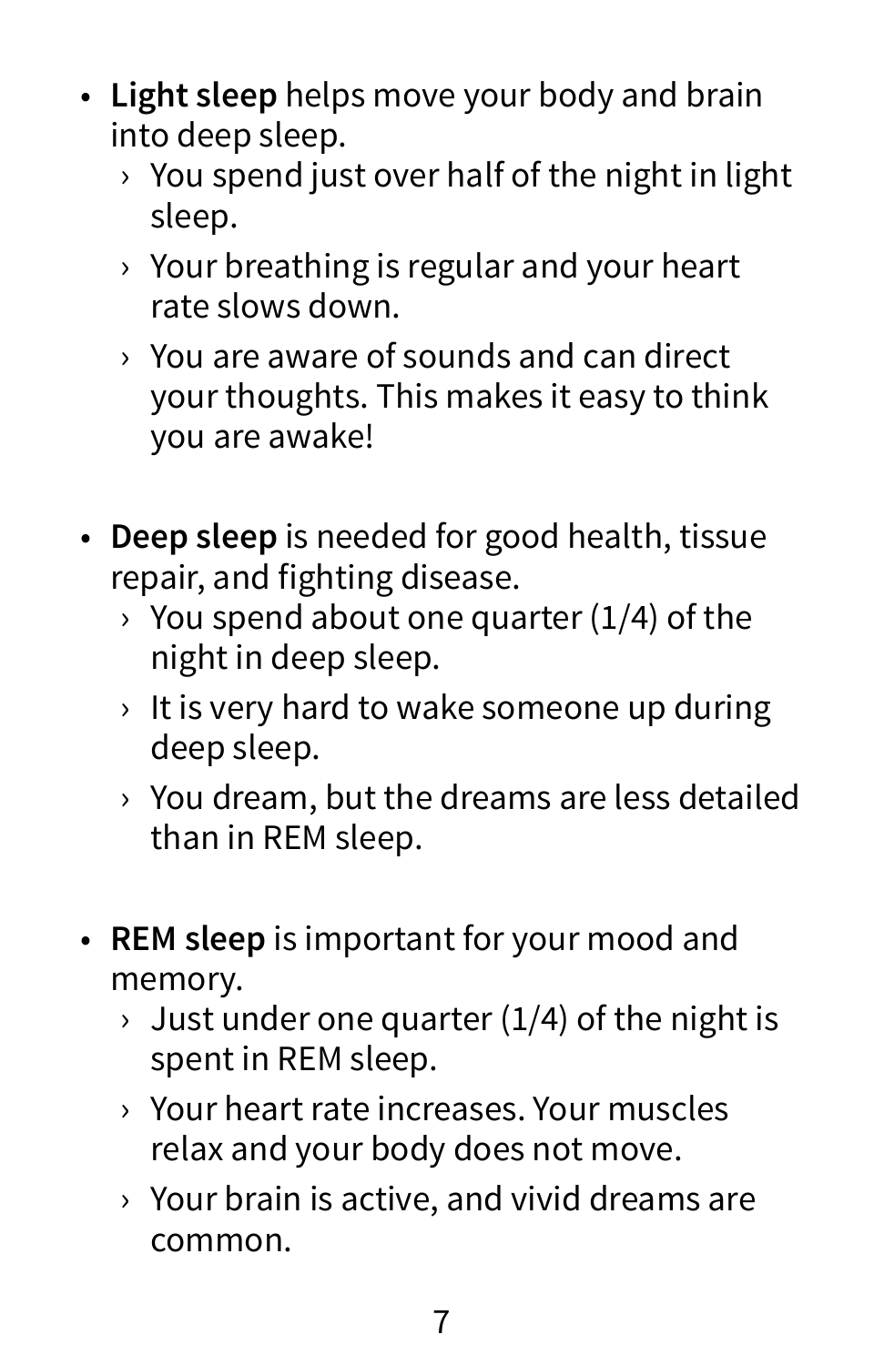- **Light sleep** helps move your body and brain into deep sleep.
  - You spend just over half of the night in light sleep.
  - Your breathing is regular and your heart rate slows down.
  - You are aware of sounds and can direct your thoughts. This makes it easy to think you are awake!

- **Deep sleep** is needed for good health, tissue repair, and fighting disease.
  - You spend about one quarter (1/4) of the night in deep sleep.
  - It is very hard to wake someone up during deep sleep.
  - You dream, but the dreams are less detailed than in REM sleep.

- **REM sleep** is important for your mood and memory.
  - Just under one quarter (1/4) of the night is spent in REM sleep.
  - Your heart rate increases. Your muscles relax and your body does not move.
  - Your brain is active, and vivid dreams are common.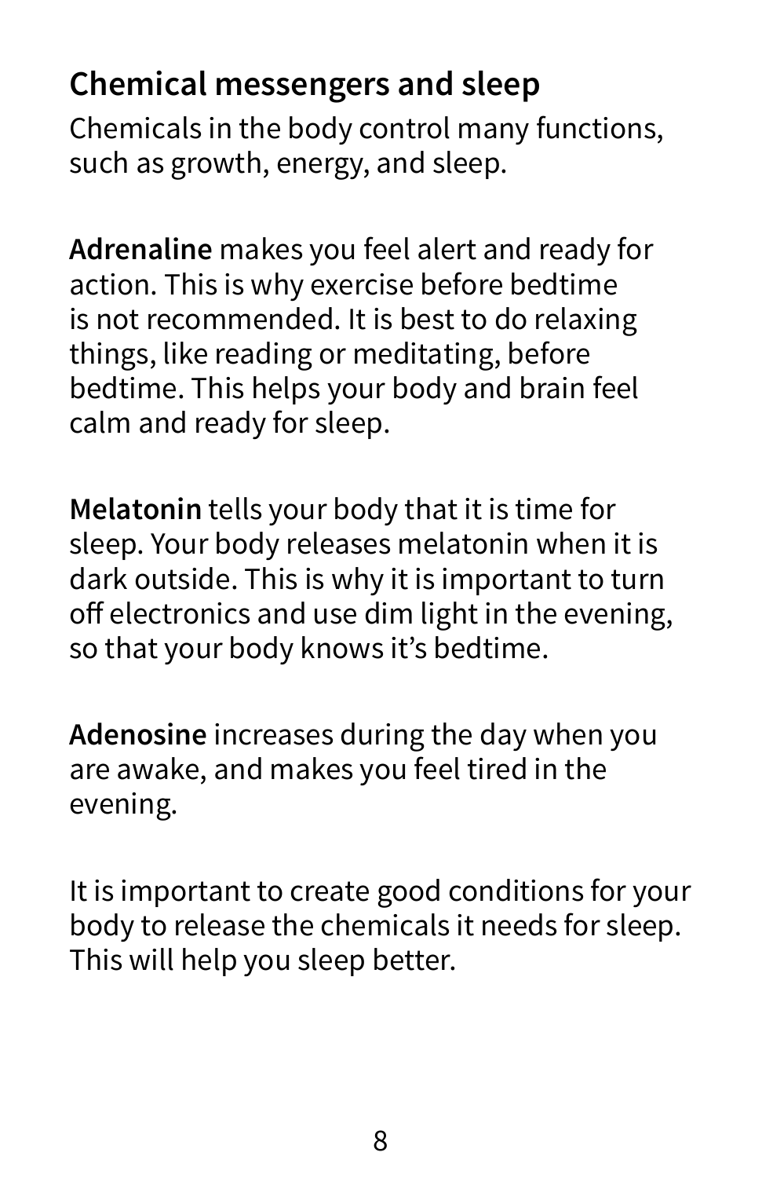## Chemical messengers and sleep

Chemicals in the body control many functions, such as growth, energy, and sleep.

**Adrenaline** makes you feel alert and ready for action. This is why exercise before bedtime is not recommended. It is best to do relaxing things, like reading or meditating, before bedtime. This helps your body and brain feel calm and ready for sleep.

**Melatonin** tells your body that it is time for sleep. Your body releases melatonin when it is dark outside. This is why it is important to turn off electronics and use dim light in the evening, so that your body knows it's bedtime.

**Adenosine** increases during the day when you are awake, and makes you feel tired in the evening.

It is important to create good conditions for your body to release the chemicals it needs for sleep. This will help you sleep better.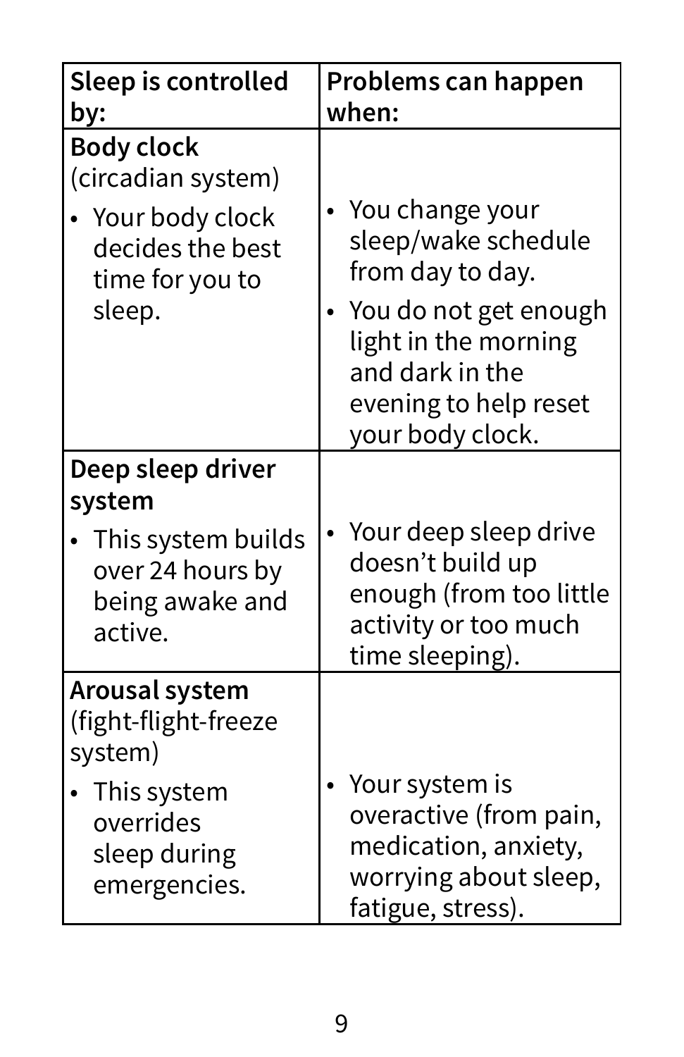| Sleep is controlled by: | Problems can happen when: |
| --- | --- |
| **Body clock** (circadian system)<br>• Your body clock decides the best time for you to sleep. | • You change your sleep/wake schedule from day to day.<br>• You do not get enough light in the morning and dark in the evening to help reset your body clock. |
| **Deep sleep driver system**<br>• This system builds over 24 hours by being awake and active. | • Your deep sleep drive doesn't build up enough (from too little activity or too much time sleeping). |
| **Arousal system** (fight-flight-freeze system)<br>• This system overrides sleep during emergencies. | • Your system is overactive (from pain, medication, anxiety, worrying about sleep, fatigue, stress). |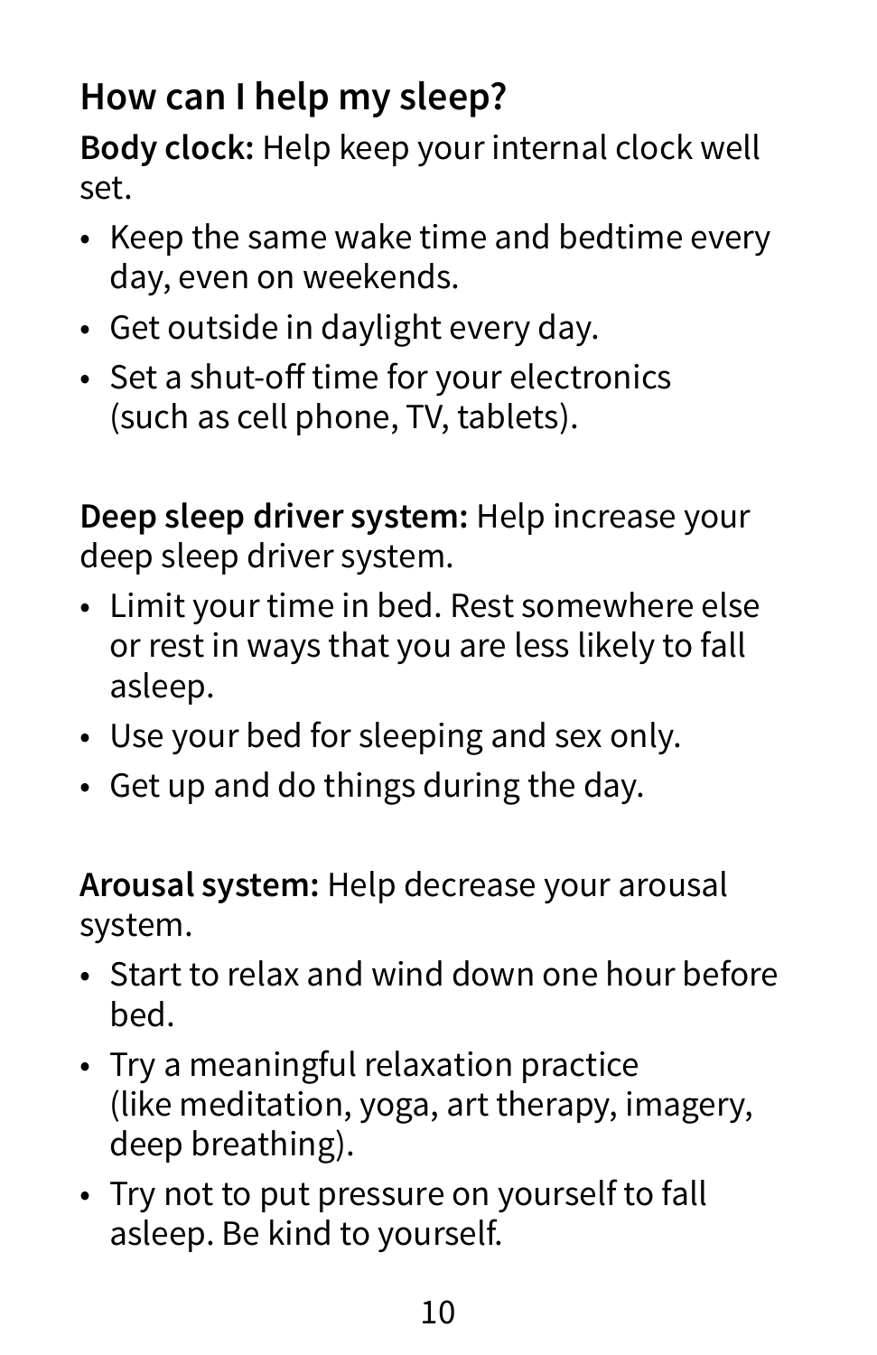## How can I help my sleep?

**Body clock:** Help keep your internal clock well set.

- Keep the same wake time and bedtime every day, even on weekends.
- Get outside in daylight every day.
- Set a shut-off time for your electronics (such as cell phone, TV, tablets).

**Deep sleep driver system:** Help increase your deep sleep driver system.

- Limit your time in bed. Rest somewhere else or rest in ways that you are less likely to fall asleep.
- Use your bed for sleeping and sex only.
- Get up and do things during the day.

**Arousal system:** Help decrease your arousal system.

- Start to relax and wind down one hour before bed.
- Try a meaningful relaxation practice (like meditation, yoga, art therapy, imagery, deep breathing).
- Try not to put pressure on yourself to fall asleep. Be kind to yourself.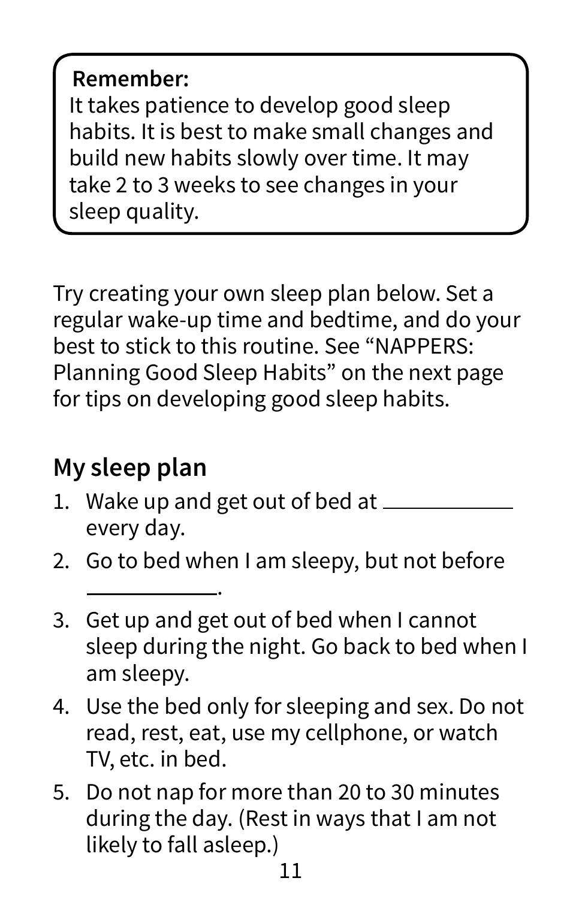**Remember:**
It takes patience to develop good sleep habits. It is best to make small changes and build new habits slowly over time. It may take 2 to 3 weeks to see changes in your sleep quality.

Try creating your own sleep plan below. Set a regular wake-up time and bedtime, and do your best to stick to this routine. See "NAPPERS: Planning Good Sleep Habits" on the next page for tips on developing good sleep habits.

## My sleep plan

1. Wake up and get out of bed at ____________ every day.
2. Go to bed when I am sleepy, but not before ____________.
3. Get up and get out of bed when I cannot sleep during the night. Go back to bed when I am sleepy.
4. Use the bed only for sleeping and sex. Do not read, rest, eat, use my cellphone, or watch TV, etc. in bed.
5. Do not nap for more than 20 to 30 minutes during the day. (Rest in ways that I am not likely to fall asleep.)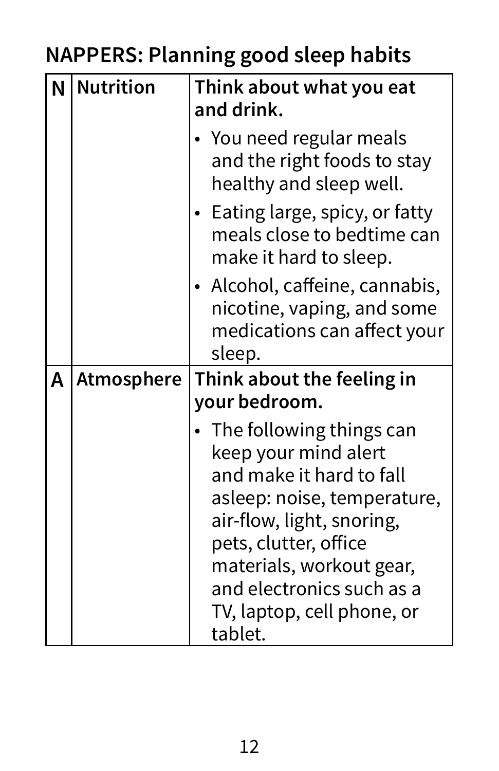## NAPPERS: Planning good sleep habits

| | | |
|---|---|---|
| **N** | **Nutrition** | **Think about what you eat and drink.**<br>• You need regular meals and the right foods to stay healthy and sleep well.<br>• Eating large, spicy, or fatty meals close to bedtime can make it hard to sleep.<br>• Alcohol, caffeine, cannabis, nicotine, vaping, and some medications can affect your sleep. |
| **A** | **Atmosphere** | **Think about the feeling in your bedroom.**<br>• The following things can keep your mind alert and make it hard to fall asleep: noise, temperature, air-flow, light, snoring, pets, clutter, office materials, workout gear, and electronics such as a TV, laptop, cell phone, or tablet. |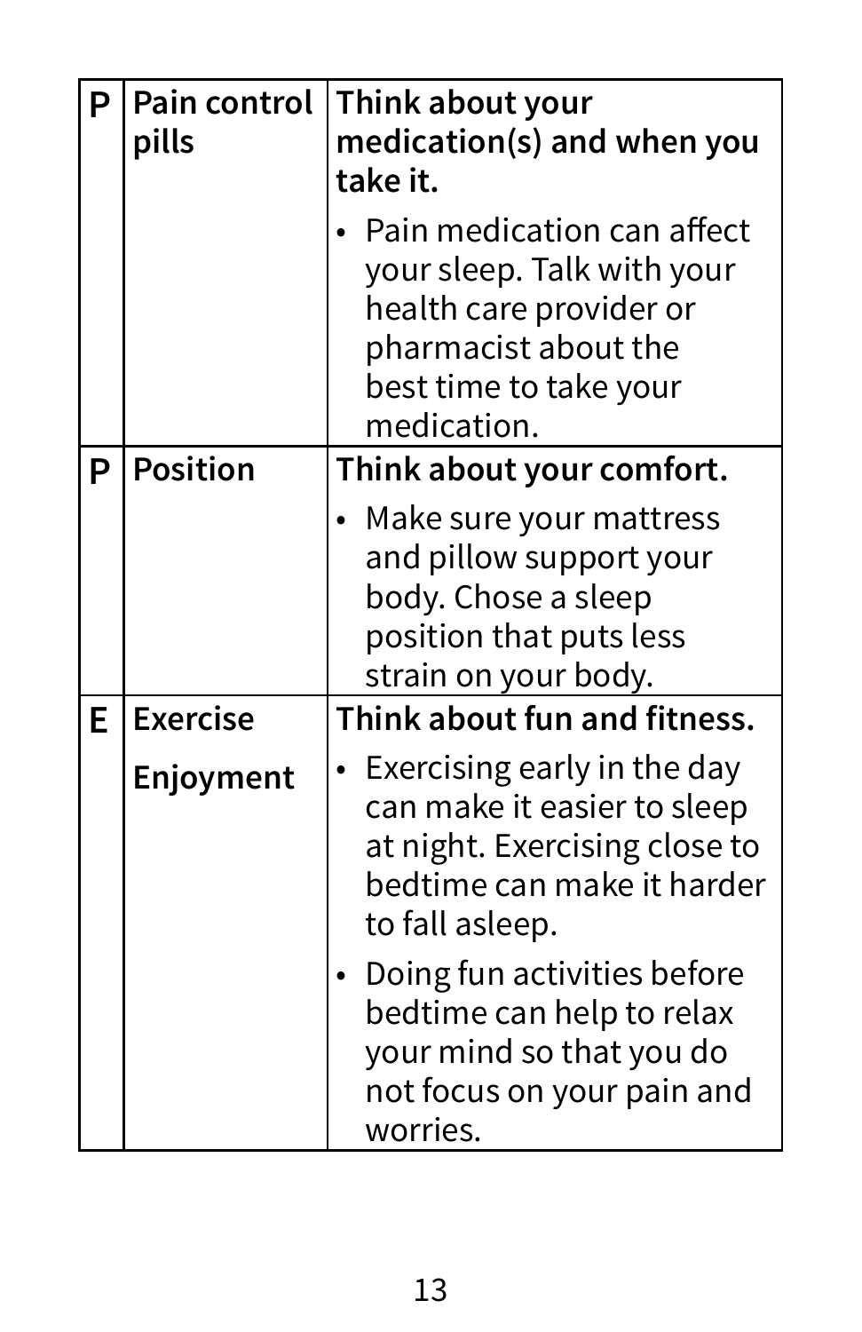| P | Pain control pills | **Think about your medication(s) and when you take it.**<br><br>• Pain medication can affect your sleep. Talk with your health care provider or pharmacist about the best time to take your medication. |
|---|---|---|
| **P** | **Position** | **Think about your comfort.**<br><br>• Make sure your mattress and pillow support your body. Chose a sleep position that puts less strain on your body. |
| **E** | **Exercise**<br><br>**Enjoyment** | **Think about fun and fitness.**<br><br>• Exercising early in the day can make it easier to sleep at night. Exercising close to bedtime can make it harder to fall asleep.<br><br>• Doing fun activities before bedtime can help to relax your mind so that you do not focus on your pain and worries. |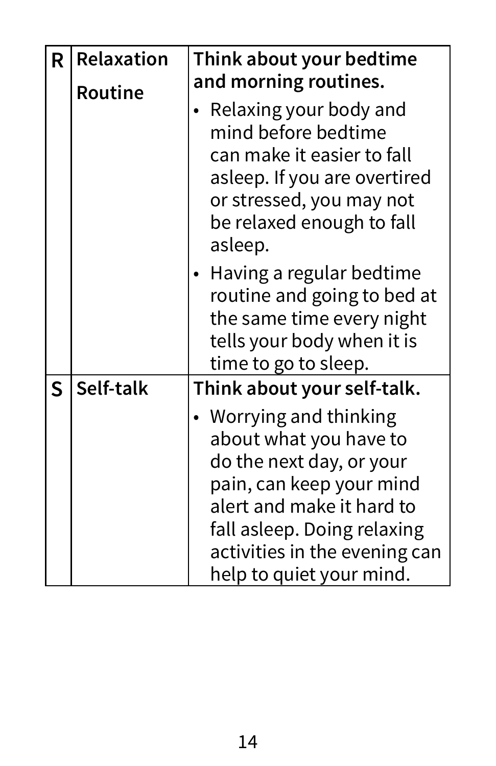| | | |
|---|---|---|
| **R** | **Relaxation Routine** | **Think about your bedtime and morning routines.**<br>• Relaxing your body and mind before bedtime can make it easier to fall asleep. If you are overtired or stressed, you may not be relaxed enough to fall asleep.<br>• Having a regular bedtime routine and going to bed at the same time every night tells your body when it is time to go to sleep. |
| **S** | **Self-talk** | **Think about your self-talk.**<br>• Worrying and thinking about what you have to do the next day, or your pain, can keep your mind alert and make it hard to fall asleep. Doing relaxing activities in the evening can help to quiet your mind. |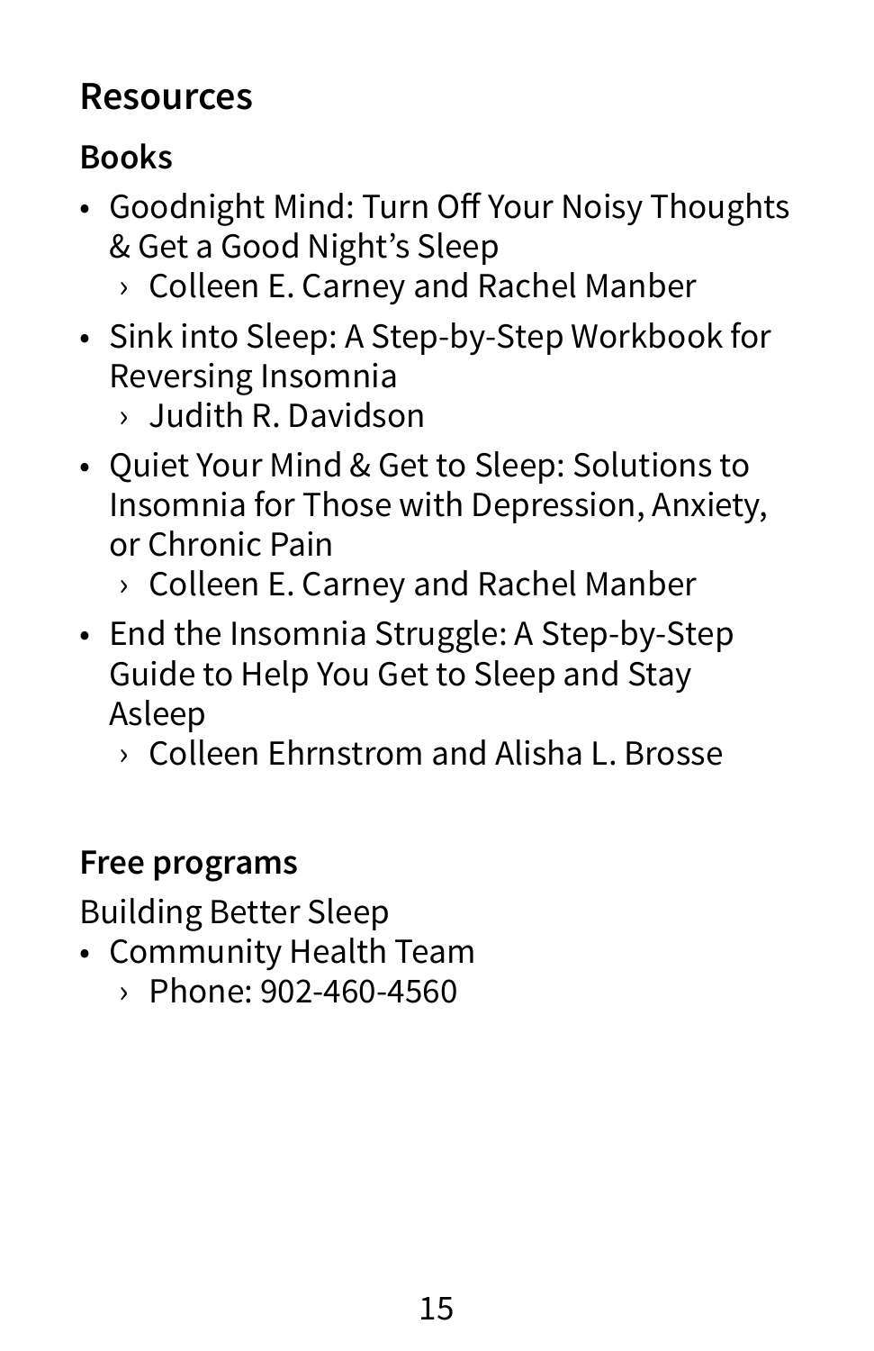# Resources

## Books

- Goodnight Mind: Turn Off Your Noisy Thoughts & Get a Good Night's Sleep
  - Colleen E. Carney and Rachel Manber
- Sink into Sleep: A Step-by-Step Workbook for Reversing Insomnia
  - Judith R. Davidson
- Quiet Your Mind & Get to Sleep: Solutions to Insomnia for Those with Depression, Anxiety, or Chronic Pain
  - Colleen E. Carney and Rachel Manber
- End the Insomnia Struggle: A Step-by-Step Guide to Help You Get to Sleep and Stay Asleep
  - Colleen Ehrnstrom and Alisha L. Brosse

## Free programs

Building Better Sleep

- Community Health Team
  - Phone: 902-460-4560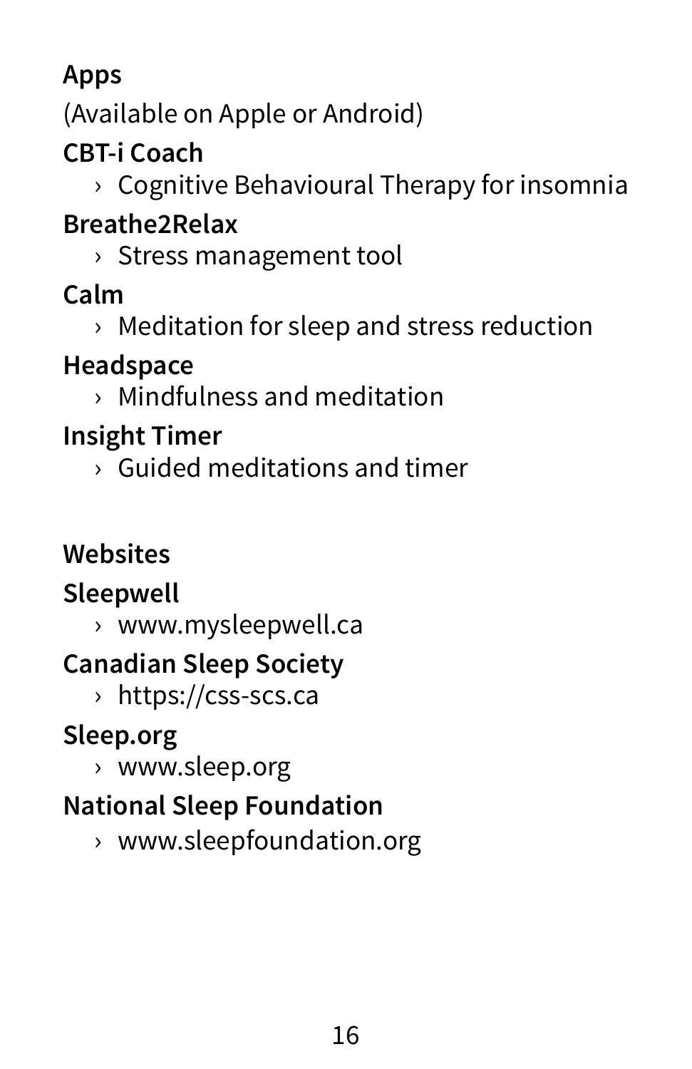## Apps

(Available on Apple or Android)

**CBT-i Coach**

- Cognitive Behavioural Therapy for insomnia

**Breathe2Relax**

- Stress management tool

**Calm**

- Meditation for sleep and stress reduction

**Headspace**

- Mindfulness and meditation

**Insight Timer**

- Guided meditations and timer

## Websites

**Sleepwell**

- www.mysleepwell.ca

**Canadian Sleep Society**

- https://css-scs.ca

**Sleep.org**

- www.sleep.org

**National Sleep Foundation**

- www.sleepfoundation.org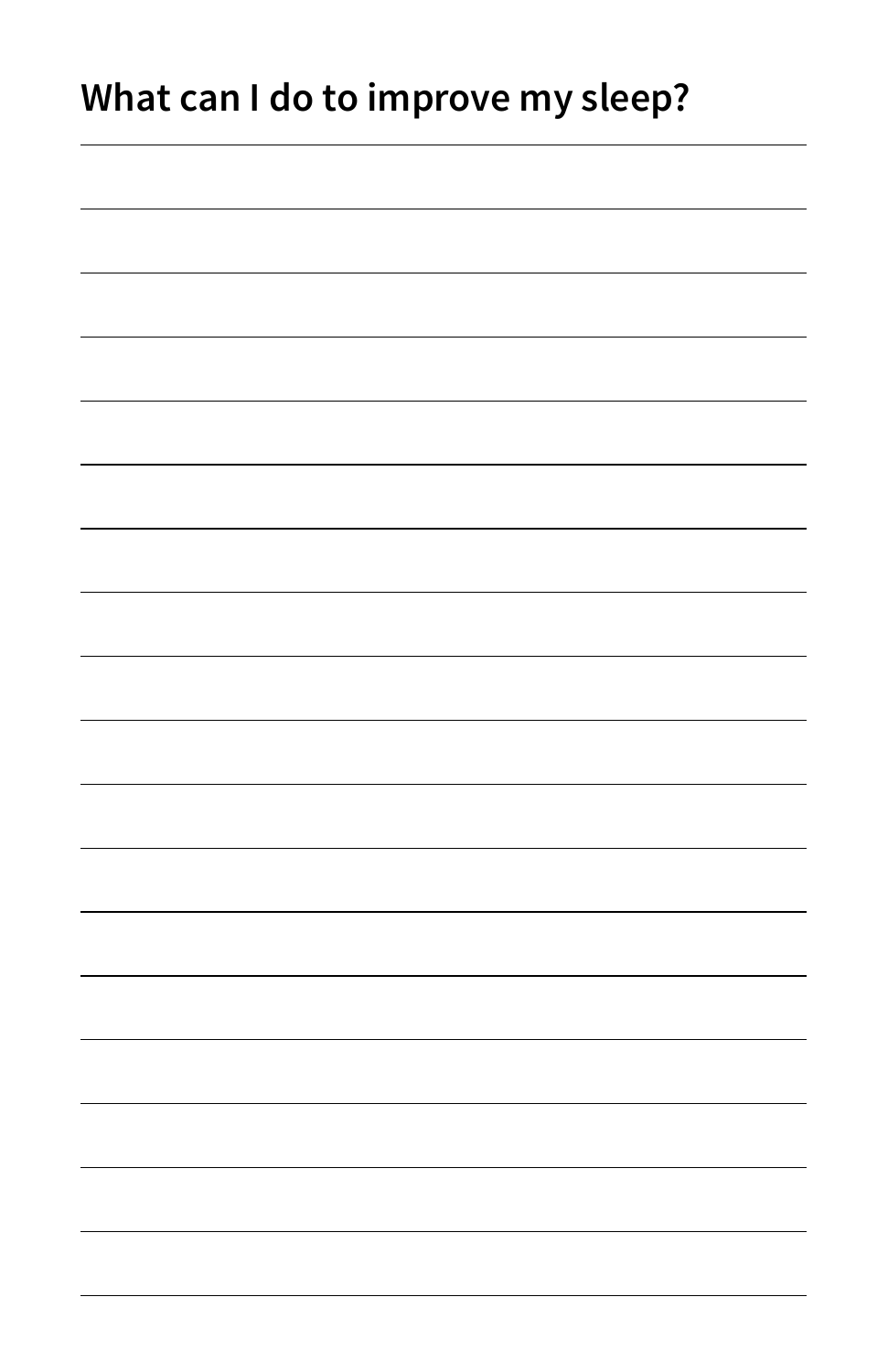## What can I do to improve my sleep?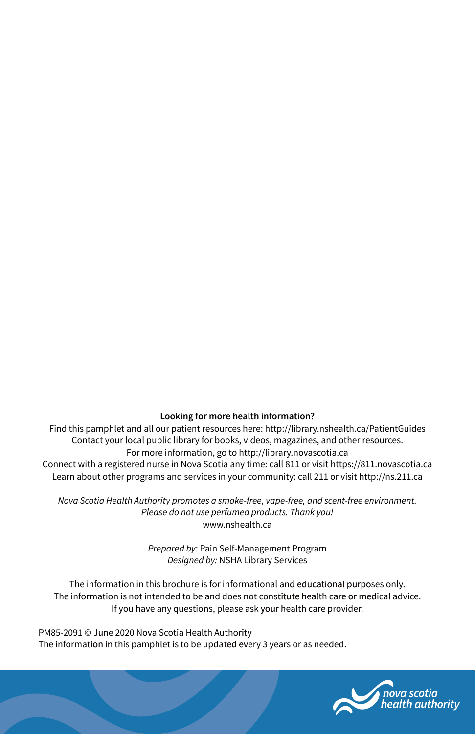**Looking for more health information?**

Find this pamphlet and all our patient resources here: http://library.nshealth.ca/PatientGuides
Contact your local public library for books, videos, magazines, and other resources.
For more information, go to http://library.novascotia.ca
Connect with a registered nurse in Nova Scotia any time: call 811 or visit https://811.novascotia.ca
Learn about other programs and services in your community: call 211 or visit http://ns.211.ca

*Nova Scotia Health Authority promotes a smoke-free, vape-free, and scent-free environment.*
*Please do not use perfumed products. Thank you!*
www.nshealth.ca

*Prepared by:* Pain Self-Management Program
*Designed by:* NSHA Library Services

The information in this brochure is for informational and educational purposes only.
The information is not intended to be and does not constitute health care or medical advice.
If you have any questions, please ask your health care provider.

PM85-2091 © June 2020 Nova Scotia Health Authority
The information in this pamphlet is to be updated every 3 years or as needed.

nova scotia
health authority